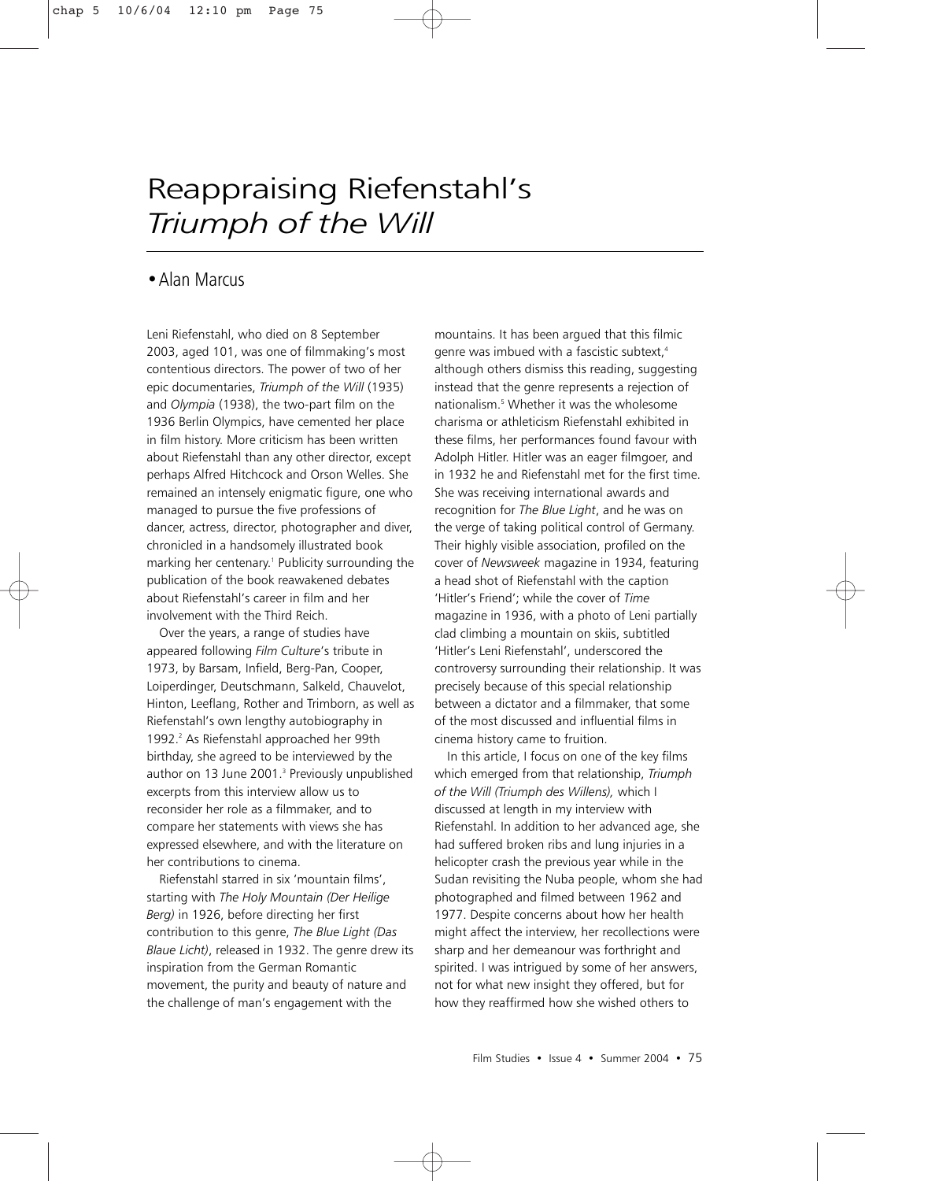# Reappraising Riefenstahl's *Triumph of the Will*

• Alan Marcus

Leni Riefenstahl, who died on 8 September 2003, aged 101, was one of filmmaking's most contentious directors. The power of two of her epic documentaries, *Triumph of the Will* (1935) and *Olympia* (1938), the two-part film on the 1936 Berlin Olympics, have cemented her place in film history. More criticism has been written about Riefenstahl than any other director, except perhaps Alfred Hitchcock and Orson Welles. She remained an intensely enigmatic figure, one who managed to pursue the five professions of dancer, actress, director, photographer and diver, chronicled in a handsomely illustrated book marking her centenary.[1] Publicity surrounding the publication of the book reawakened debates about Riefenstahl's career in film and her involvement with the Third Reich.

Over the years, a range of studies have appeared following *Film Culture*'s tribute in 1973, by Barsam, Infield, Berg-Pan, Cooper, Loiperdinger, Deutschmann, Salkeld, Chauvelot, Hinton, Leeflang, Rother and Trimborn, as well as Riefenstahl's own lengthy autobiography in 1992.[2] As Riefenstahl approached her 99th birthday, she agreed to be interviewed by the author on 13 June 2001.[3] Previously unpublished excerpts from this interview allow us to reconsider her role as a filmmaker, and to compare her statements with views she has expressed elsewhere, and with the literature on her contributions to cinema.

Riefenstahl starred in six 'mountain films', starting with *The Holy Mountain (Der Heilige Berg)* in 1926, before directing her first contribution to this genre, *The Blue Light (Das Blaue Licht)*, released in 1932. The genre drew its inspiration from the German Romantic movement, the purity and beauty of nature and the challenge of man's engagement with the mountains. It has been argued that this filmic genre was imbued with a fascistic subtext,[4] although others dismiss this reading, suggesting instead that the genre represents a rejection of nationalism.[5] Whether it was the wholesome charisma or athleticism Riefenstahl exhibited in these films, her performances found favour with Adolph Hitler. Hitler was an eager filmgoer, and in 1932 he and Riefenstahl met for the first time. She was receiving international awards and recognition for *The Blue Light*, and he was on the verge of taking political control of Germany. Their highly visible association, profiled on the cover of *Newsweek* magazine in 1934, featuring a head shot of Riefenstahl with the caption 'Hitler's Friend'; while the cover of *Time* magazine in 1936, with a photo of Leni partially clad climbing a mountain on skiis, subtitled 'Hitler's Leni Riefenstahl', underscored the controversy surrounding their relationship. It was precisely because of this special relationship between a dictator and a filmmaker, that some of the most discussed and influential films in cinema history came to fruition.

In this article, I focus on one of the key films which emerged from that relationship, *Triumph of the Will (Triumph des Willens),* which I discussed at length in my interview with Riefenstahl. In addition to her advanced age, she had suffered broken ribs and lung injuries in a helicopter crash the previous year while in the Sudan revisiting the Nuba people, whom she had photographed and filmed between 1962 and 1977. Despite concerns about how her health might affect the interview, her recollections were sharp and her demeanour was forthright and spirited. I was intrigued by some of her answers, not for what new insight they offered, but for how they reaffirmed how she wished others to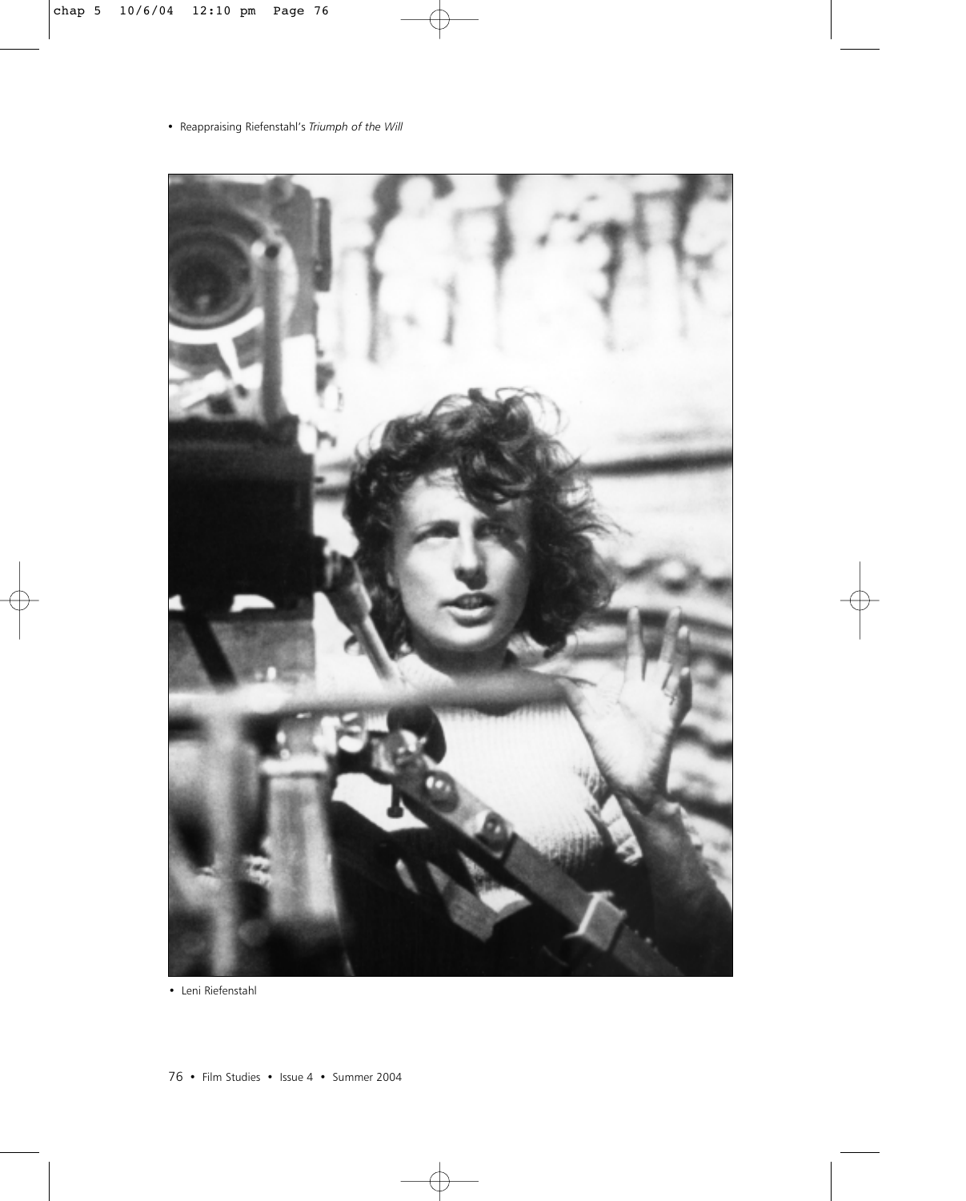• Leni Riefenstahl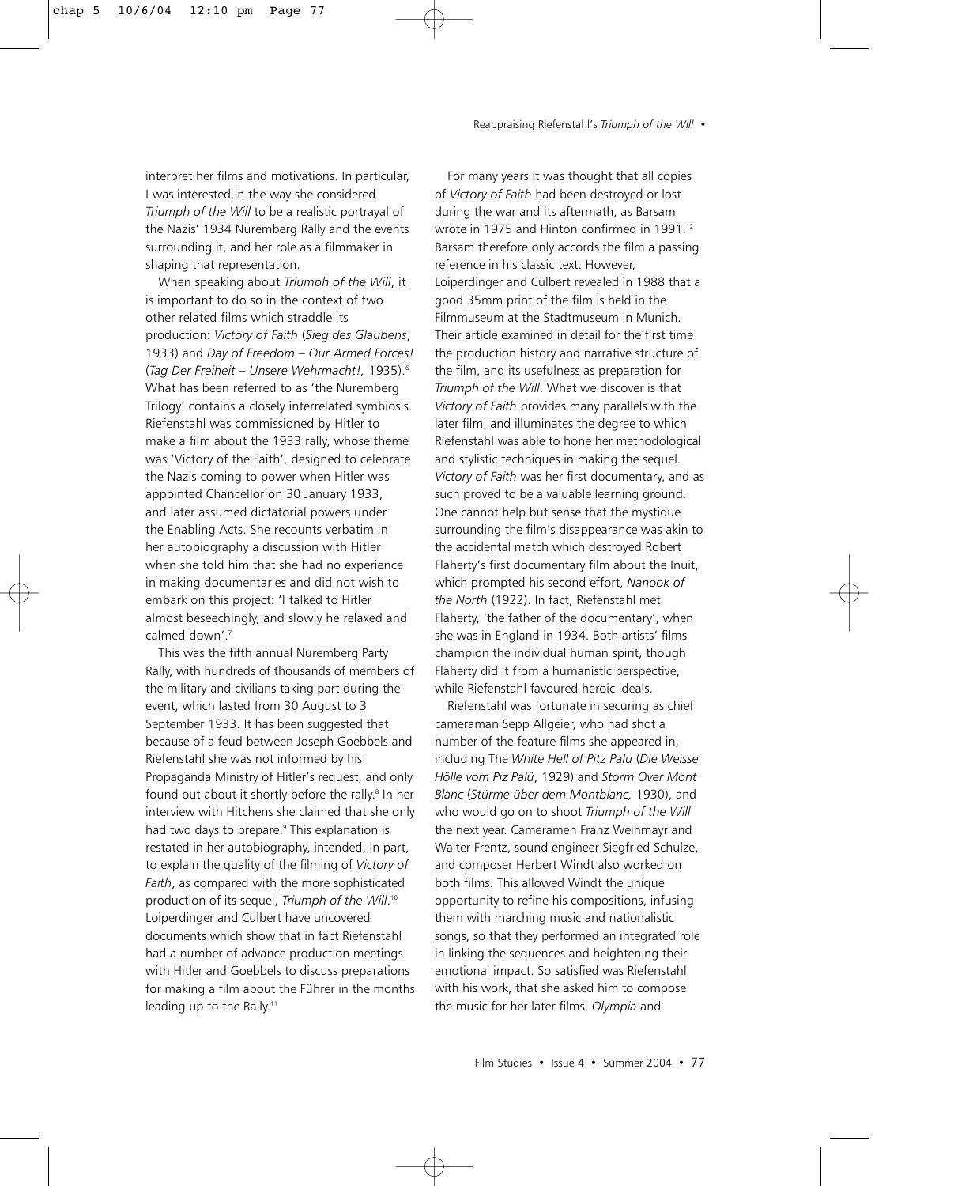interpret her films and motivations. In particular, I was interested in the way she considered *Triumph of the Will* to be a realistic portrayal of the Nazis' 1934 Nuremberg Rally and the events surrounding it, and her role as a filmmaker in shaping that representation.

When speaking about *Triumph of the Will*, it is important to do so in the context of two other related films which straddle its production: *Victory of Faith* (*Sieg des Glaubens*, 1933) and *Day of Freedom – Our Armed Forces!* (*Tag Der Freiheit – Unsere Wehrmacht!,* 1935).[6] What has been referred to as 'the Nuremberg Trilogy' contains a closely interrelated symbiosis. Riefenstahl was commissioned by Hitler to make a film about the 1933 rally, whose theme was 'Victory of the Faith', designed to celebrate the Nazis coming to power when Hitler was appointed Chancellor on 30 January 1933, and later assumed dictatorial powers under the Enabling Acts. She recounts verbatim in her autobiography a discussion with Hitler when she told him that she had no experience in making documentaries and did not wish to embark on this project: 'I talked to Hitler almost beseechingly, and slowly he relaxed and calmed down'.[7]

This was the fifth annual Nuremberg Party Rally, with hundreds of thousands of members of the military and civilians taking part during the event, which lasted from 30 August to 3 September 1933. It has been suggested that because of a feud between Joseph Goebbels and Riefenstahl she was not informed by his Propaganda Ministry of Hitler's request, and only found out about it shortly before the rally.[8] In her interview with Hitchens she claimed that she only had two days to prepare.[9] This explanation is restated in her autobiography, intended, in part, to explain the quality of the filming of *Victory of Faith*, as compared with the more sophisticated production of its sequel, *Triumph of the Will*.[10] Loiperdinger and Culbert have uncovered documents which show that in fact Riefenstahl had a number of advance production meetings with Hitler and Goebbels to discuss preparations for making a film about the Führer in the months leading up to the Rally.[11]

For many years it was thought that all copies of *Victory of Faith* had been destroyed or lost during the war and its aftermath, as Barsam wrote in 1975 and Hinton confirmed in 1991.[12] Barsam therefore only accords the film a passing reference in his classic text. However, Loiperdinger and Culbert revealed in 1988 that a good 35mm print of the film is held in the Filmmuseum at the Stadtmuseum in Munich. Their article examined in detail for the first time the production history and narrative structure of the film, and its usefulness as preparation for *Triumph of the Will*. What we discover is that *Victory of Faith* provides many parallels with the later film, and illuminates the degree to which Riefenstahl was able to hone her methodological and stylistic techniques in making the sequel. *Victory of Faith* was her first documentary, and as such proved to be a valuable learning ground. One cannot help but sense that the mystique surrounding the film's disappearance was akin to the accidental match which destroyed Robert Flaherty's first documentary film about the Inuit, which prompted his second effort, *Nanook of the North* (1922). In fact, Riefenstahl met Flaherty, 'the father of the documentary', when she was in England in 1934. Both artists' films champion the individual human spirit, though Flaherty did it from a humanistic perspective, while Riefenstahl favoured heroic ideals.

Riefenstahl was fortunate in securing as chief cameraman Sepp Allgeier, who had shot a number of the feature films she appeared in, including The *White Hell of Pitz Palu* (*Die Weisse Hölle vom Piz Palü*, 1929) and *Storm Over Mont Blanc* (*Stürme über dem Montblanc,* 1930), and who would go on to shoot *Triumph of the Will* the next year. Cameramen Franz Weihmayr and Walter Frentz, sound engineer Siegfried Schulze, and composer Herbert Windt also worked on both films. This allowed Windt the unique opportunity to refine his compositions, infusing them with marching music and nationalistic songs, so that they performed an integrated role in linking the sequences and heightening their emotional impact. So satisfied was Riefenstahl with his work, that she asked him to compose the music for her later films, *Olympia* and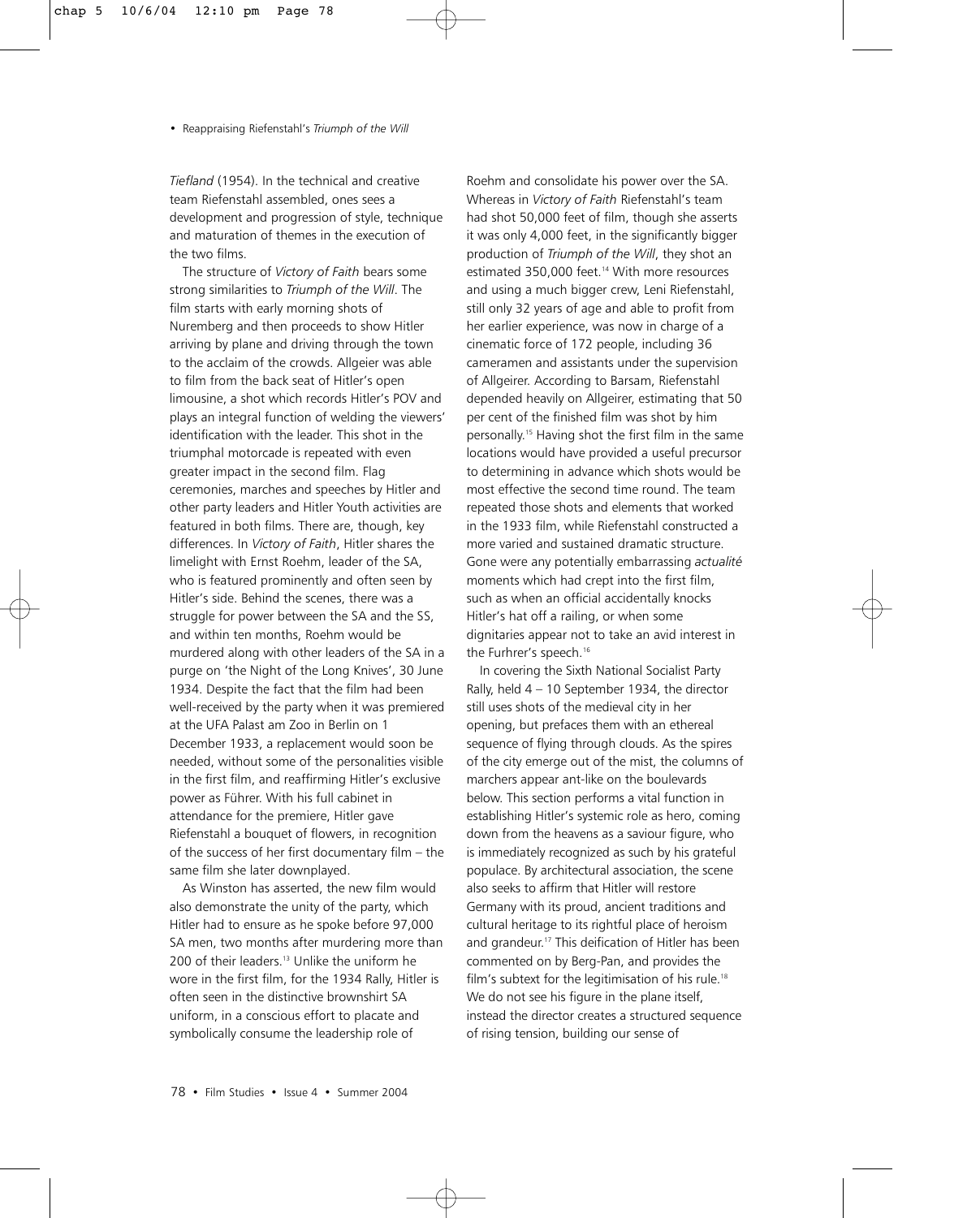*Tiefland* (1954). In the technical and creative team Riefenstahl assembled, ones sees a development and progression of style, technique and maturation of themes in the execution of the two films.

The structure of *Victory of Faith* bears some strong similarities to *Triumph of the Will*. The film starts with early morning shots of Nuremberg and then proceeds to show Hitler arriving by plane and driving through the town to the acclaim of the crowds. Allgeier was able to film from the back seat of Hitler's open limousine, a shot which records Hitler's POV and plays an integral function of welding the viewers' identification with the leader. This shot in the triumphal motorcade is repeated with even greater impact in the second film. Flag ceremonies, marches and speeches by Hitler and other party leaders and Hitler Youth activities are featured in both films. There are, though, key differences. In *Victory of Faith*, Hitler shares the limelight with Ernst Roehm, leader of the SA, who is featured prominently and often seen by Hitler's side. Behind the scenes, there was a struggle for power between the SA and the SS, and within ten months, Roehm would be murdered along with other leaders of the SA in a purge on 'the Night of the Long Knives', 30 June 1934. Despite the fact that the film had been well-received by the party when it was premiered at the UFA Palast am Zoo in Berlin on 1 December 1933, a replacement would soon be needed, without some of the personalities visible in the first film, and reaffirming Hitler's exclusive power as Führer. With his full cabinet in attendance for the premiere, Hitler gave Riefenstahl a bouquet of flowers, in recognition of the success of her first documentary film – the same film she later downplayed.

As Winston has asserted, the new film would also demonstrate the unity of the party, which Hitler had to ensure as he spoke before 97,000 SA men, two months after murdering more than 200 of their leaders.[13] Unlike the uniform he wore in the first film, for the 1934 Rally, Hitler is often seen in the distinctive brownshirt SA uniform, in a conscious effort to placate and symbolically consume the leadership role of Roehm and consolidate his power over the SA. Whereas in *Victory of Faith* Riefenstahl's team had shot 50,000 feet of film, though she asserts it was only 4,000 feet, in the significantly bigger production of *Triumph of the Will*, they shot an estimated 350,000 feet.[14] With more resources and using a much bigger crew, Leni Riefenstahl, still only 32 years of age and able to profit from her earlier experience, was now in charge of a cinematic force of 172 people, including 36 cameramen and assistants under the supervision of Allgeirer. According to Barsam, Riefenstahl depended heavily on Allgeirer, estimating that 50 per cent of the finished film was shot by him personally.[15] Having shot the first film in the same locations would have provided a useful precursor to determining in advance which shots would be most effective the second time round. The team repeated those shots and elements that worked in the 1933 film, while Riefenstahl constructed a more varied and sustained dramatic structure. Gone were any potentially embarrassing *actualité* moments which had crept into the first film, such as when an official accidentally knocks Hitler's hat off a railing, or when some dignitaries appear not to take an avid interest in the Furhrer's speech.[16]

In covering the Sixth National Socialist Party Rally, held 4 – 10 September 1934, the director still uses shots of the medieval city in her opening, but prefaces them with an ethereal sequence of flying through clouds. As the spires of the city emerge out of the mist, the columns of marchers appear ant-like on the boulevards below. This section performs a vital function in establishing Hitler's systemic role as hero, coming down from the heavens as a saviour figure, who is immediately recognized as such by his grateful populace. By architectural association, the scene also seeks to affirm that Hitler will restore Germany with its proud, ancient traditions and cultural heritage to its rightful place of heroism and grandeur.[17] This deification of Hitler has been commented on by Berg-Pan, and provides the film's subtext for the legitimisation of his rule.[18] We do not see his figure in the plane itself, instead the director creates a structured sequence of rising tension, building our sense of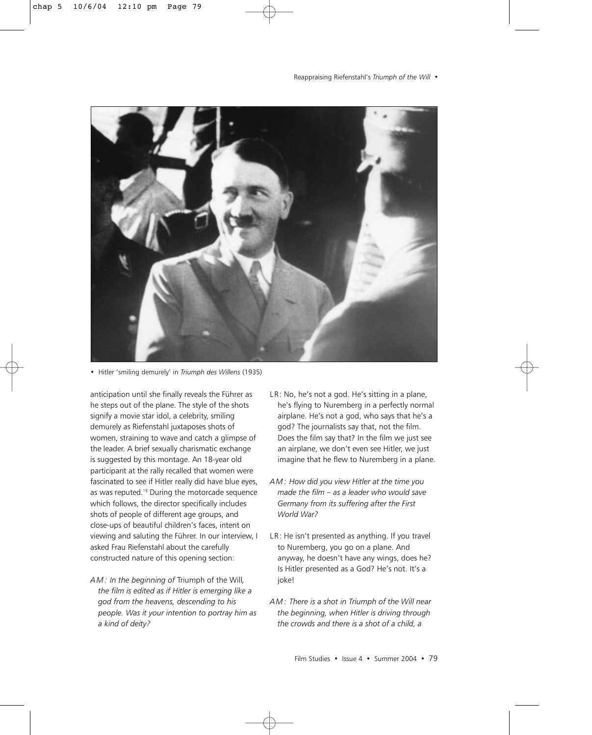• Hitler 'smiling demurely' in *Triumph des Willens* (1935)

anticipation until she finally reveals the Führer as he steps out of the plane. The style of the shots signify a movie star idol, a celebrity, smiling demurely as Riefenstahl juxtaposes shots of women, straining to wave and catch a glimpse of the leader. A brief sexually charismatic exchange is suggested by this montage. An 18-year old participant at the rally recalled that women were fascinated to see if Hitler really did have blue eyes, as was reputed.[19] During the motorcade sequence which follows, the director specifically includes shots of people of different age groups, and close-ups of beautiful children's faces, intent on viewing and saluting the Führer. In our interview, I asked Frau Riefenstahl about the carefully constructed nature of this opening section:

*AM: In the beginning of* Triumph of the Will, *the film is edited as if Hitler is emerging like a god from the heavens, descending to his people. Was it your intention to portray him as a kind of deity?*

LR: No, he's not a god. He's sitting in a plane, he's flying to Nuremberg in a perfectly normal airplane. He's not a god, who says that he's a god? The journalists say that, not the film. Does the film say that? In the film we just see an airplane, we don't even see Hitler, we just imagine that he flew to Nuremberg in a plane.

*AM: How did you view Hitler at the time you made the film – as a leader who would save Germany from its suffering after the First World War?*

LR: He isn't presented as anything. If you travel to Nuremberg, you go on a plane. And anyway, he doesn't have any wings, does he? Is Hitler presented as a God? He's not. It's a joke!

*AM: There is a shot in Triumph of the Will near the beginning, when Hitler is driving through the crowds and there is a shot of a child, a*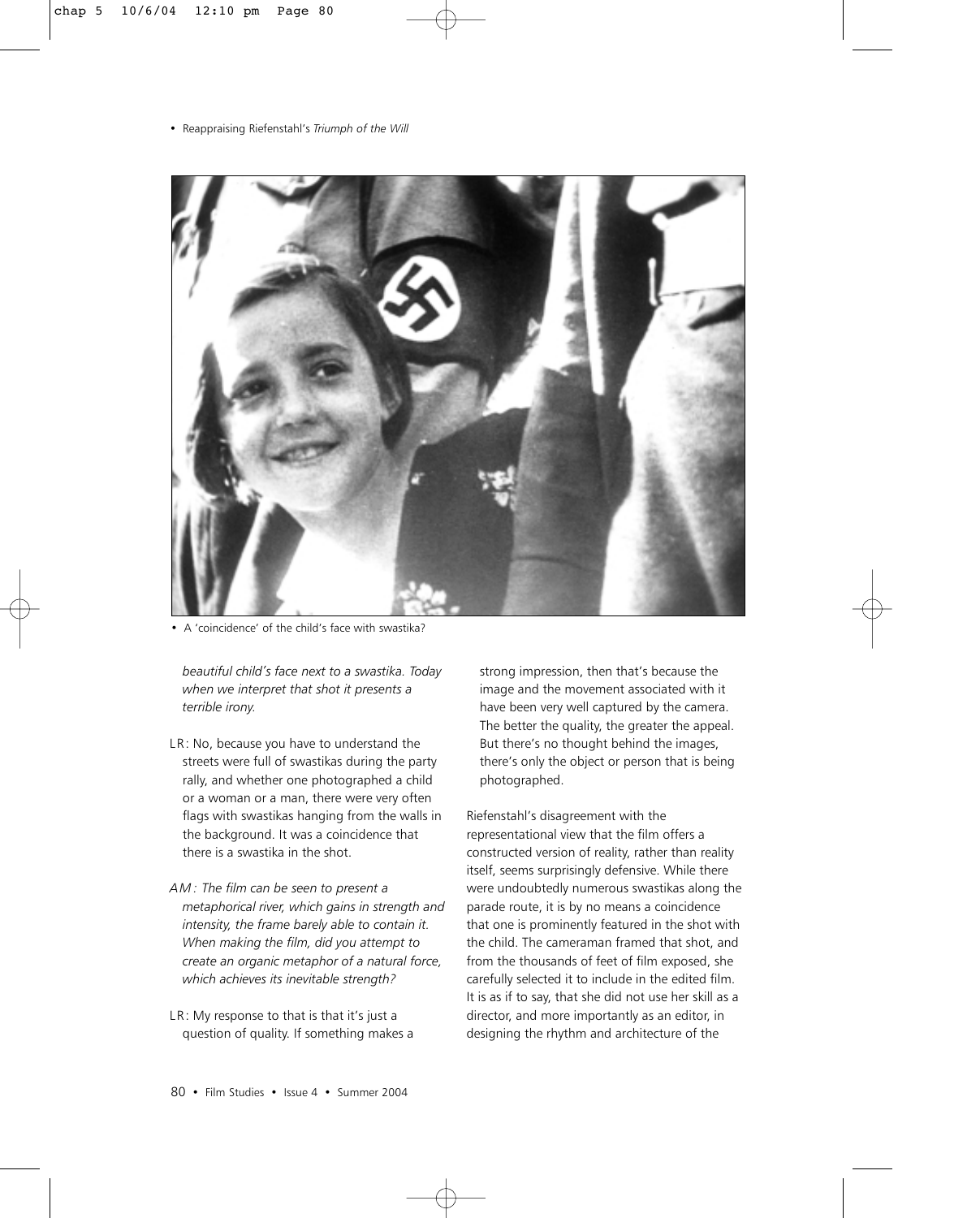• A 'coincidence' of the child's face with swastika?

*beautiful child's face next to a swastika. Today when we interpret that shot it presents a terrible irony.*

LR: No, because you have to understand the streets were full of swastikas during the party rally, and whether one photographed a child or a woman or a man, there were very often flags with swastikas hanging from the walls in the background. It was a coincidence that there is a swastika in the shot.

*AM: The film can be seen to present a metaphorical river, which gains in strength and intensity, the frame barely able to contain it. When making the film, did you attempt to create an organic metaphor of a natural force, which achieves its inevitable strength?*

LR: My response to that is that it's just a question of quality. If something makes a strong impression, then that's because the image and the movement associated with it have been very well captured by the camera. The better the quality, the greater the appeal. But there's no thought behind the images, there's only the object or person that is being photographed.

Riefenstahl's disagreement with the representational view that the film offers a constructed version of reality, rather than reality itself, seems surprisingly defensive. While there were undoubtedly numerous swastikas along the parade route, it is by no means a coincidence that one is prominently featured in the shot with the child. The cameraman framed that shot, and from the thousands of feet of film exposed, she carefully selected it to include in the edited film. It is as if to say, that she did not use her skill as a director, and more importantly as an editor, in designing the rhythm and architecture of the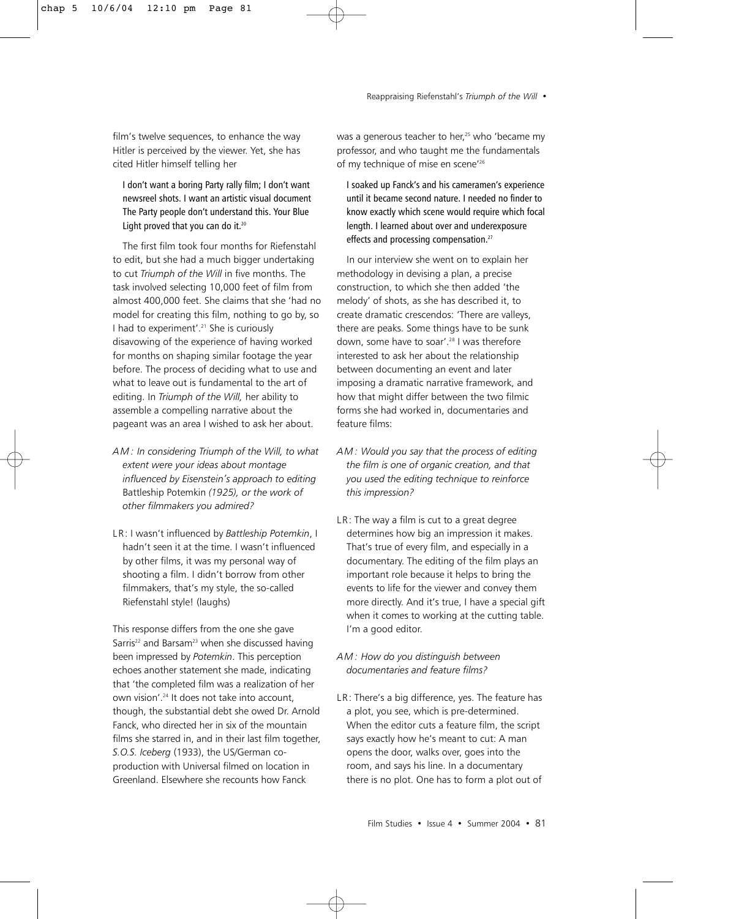film's twelve sequences, to enhance the way Hitler is perceived by the viewer. Yet, she has cited Hitler himself telling her

> I don't want a boring Party rally film; I don't want newsreel shots. I want an artistic visual document The Party people don't understand this. Your Blue Light proved that you can do it.[20]

The first film took four months for Riefenstahl to edit, but she had a much bigger undertaking to cut *Triumph of the Will* in five months. The task involved selecting 10,000 feet of film from almost 400,000 feet. She claims that she 'had no model for creating this film, nothing to go by, so I had to experiment'.[21] She is curiously disavowing of the experience of having worked for months on shaping similar footage the year before. The process of deciding what to use and what to leave out is fundamental to the art of editing. In *Triumph of the Will,* her ability to assemble a compelling narrative about the pageant was an area I wished to ask her about.

*AM: In considering Triumph of the Will, to what extent were your ideas about montage influenced by Eisenstein's approach to editing* Battleship Potemkin *(1925), or the work of other filmmakers you admired?*

LR: I wasn't influenced by *Battleship Potemkin*, I hadn't seen it at the time. I wasn't influenced by other films, it was my personal way of shooting a film. I didn't borrow from other filmmakers, that's my style, the so-called Riefenstahl style! (laughs)

This response differs from the one she gave Sarris[22] and Barsam[23] when she discussed having been impressed by *Potemkin*. This perception echoes another statement she made, indicating that 'the completed film was a realization of her own vision'.[24] It does not take into account, though, the substantial debt she owed Dr. Arnold Fanck, who directed her in six of the mountain films she starred in, and in their last film together, *S.O.S. Iceberg* (1933), the US/German co-production with Universal filmed on location in Greenland. Elsewhere she recounts how Fanck was a generous teacher to her,[25] who 'became my professor, and who taught me the fundamentals of my technique of mise en scene'[26]

> I soaked up Fanck's and his cameramen's experience until it became second nature. I needed no finder to know exactly which scene would require which focal length. I learned about over and underexposure effects and processing compensation.[27]

In our interview she went on to explain her methodology in devising a plan, a precise construction, to which she then added 'the melody' of shots, as she has described it, to create dramatic crescendos: 'There are valleys, there are peaks. Some things have to be sunk down, some have to soar'.[28] I was therefore interested to ask her about the relationship between documenting an event and later imposing a dramatic narrative framework, and how that might differ between the two filmic forms she had worked in, documentaries and feature films:

*AM: Would you say that the process of editing the film is one of organic creation, and that you used the editing technique to reinforce this impression?*

LR: The way a film is cut to a great degree determines how big an impression it makes. That's true of every film, and especially in a documentary. The editing of the film plays an important role because it helps to bring the events to life for the viewer and convey them more directly. And it's true, I have a special gift when it comes to working at the cutting table. I'm a good editor.

*AM: How do you distinguish between documentaries and feature films?*

LR: There's a big difference, yes. The feature has a plot, you see, which is pre-determined. When the editor cuts a feature film, the script says exactly how he's meant to cut: A man opens the door, walks over, goes into the room, and says his line. In a documentary there is no plot. One has to form a plot out of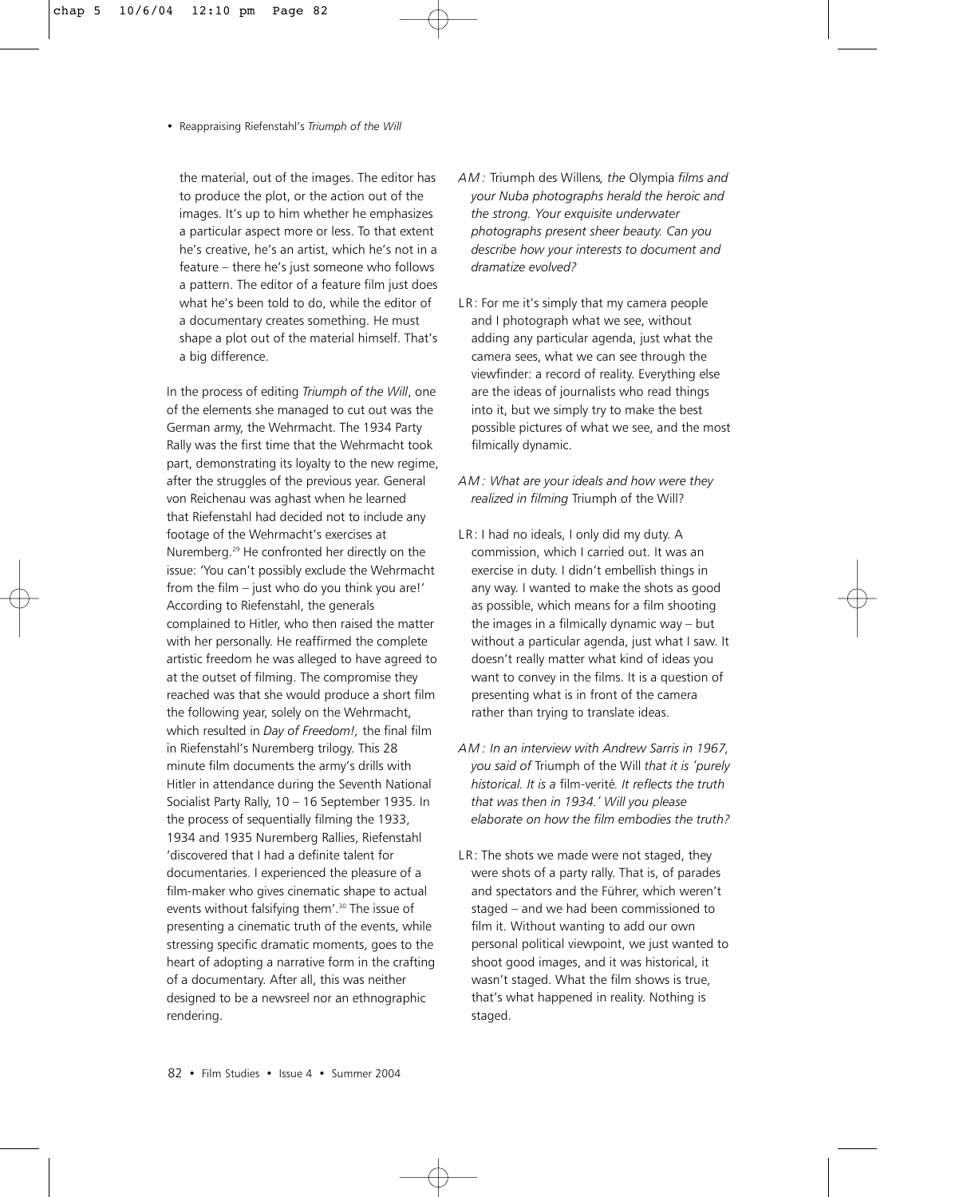the material, out of the images. The editor has to produce the plot, or the action out of the images. It's up to him whether he emphasizes a particular aspect more or less. To that extent he's creative, he's an artist, which he's not in a feature – there he's just someone who follows a pattern. The editor of a feature film just does what he's been told to do, while the editor of a documentary creates something. He must shape a plot out of the material himself. That's a big difference.

In the process of editing *Triumph of the Will*, one of the elements she managed to cut out was the German army, the Wehrmacht. The 1934 Party Rally was the first time that the Wehrmacht took part, demonstrating its loyalty to the new regime, after the struggles of the previous year. General von Reichenau was aghast when he learned that Riefenstahl had decided not to include any footage of the Wehrmacht's exercises at Nuremberg.[29] He confronted her directly on the issue: 'You can't possibly exclude the Wehrmacht from the film – just who do you think you are!' According to Riefenstahl, the generals complained to Hitler, who then raised the matter with her personally. He reaffirmed the complete artistic freedom he was alleged to have agreed to at the outset of filming. The compromise they reached was that she would produce a short film the following year, solely on the Wehrmacht, which resulted in *Day of Freedom!,* the final film in Riefenstahl's Nuremberg trilogy. This 28 minute film documents the army's drills with Hitler in attendance during the Seventh National Socialist Party Rally, 10 – 16 September 1935. In the process of sequentially filming the 1933, 1934 and 1935 Nuremberg Rallies, Riefenstahl 'discovered that I had a definite talent for documentaries. I experienced the pleasure of a film-maker who gives cinematic shape to actual events without falsifying them'.[30] The issue of presenting a cinematic truth of the events, while stressing specific dramatic moments, goes to the heart of adopting a narrative form in the crafting of a documentary. After all, this was neither designed to be a newsreel nor an ethnographic rendering.

AM: *Triumph des Willens, the Olympia films and your Nuba photographs herald the heroic and the strong. Your exquisite underwater photographs present sheer beauty. Can you describe how your interests to document and dramatize evolved?*

LR: For me it's simply that my camera people and I photograph what we see, without adding any particular agenda, just what the camera sees, what we can see through the viewfinder: a record of reality. Everything else are the ideas of journalists who read things into it, but we simply try to make the best possible pictures of what we see, and the most filmically dynamic.

AM: *What are your ideals and how were they realized in filming Triumph of the Will?*

LR: I had no ideals, I only did my duty. A commission, which I carried out. It was an exercise in duty. I didn't embellish things in any way. I wanted to make the shots as good as possible, which means for a film shooting the images in a filmically dynamic way – but without a particular agenda, just what I saw. It doesn't really matter what kind of ideas you want to convey in the films. It is a question of presenting what is in front of the camera rather than trying to translate ideas.

AM: *In an interview with Andrew Sarris in 1967, you said of Triumph of the Will that it is 'purely historical. It is a film-verité. It reflects the truth that was then in 1934.' Will you please elaborate on how the film embodies the truth?*

LR: The shots we made were not staged, they were shots of a party rally. That is, of parades and spectators and the Führer, which weren't staged – and we had been commissioned to film it. Without wanting to add our own personal political viewpoint, we just wanted to shoot good images, and it was historical, it wasn't staged. What the film shows is true, that's what happened in reality. Nothing is staged.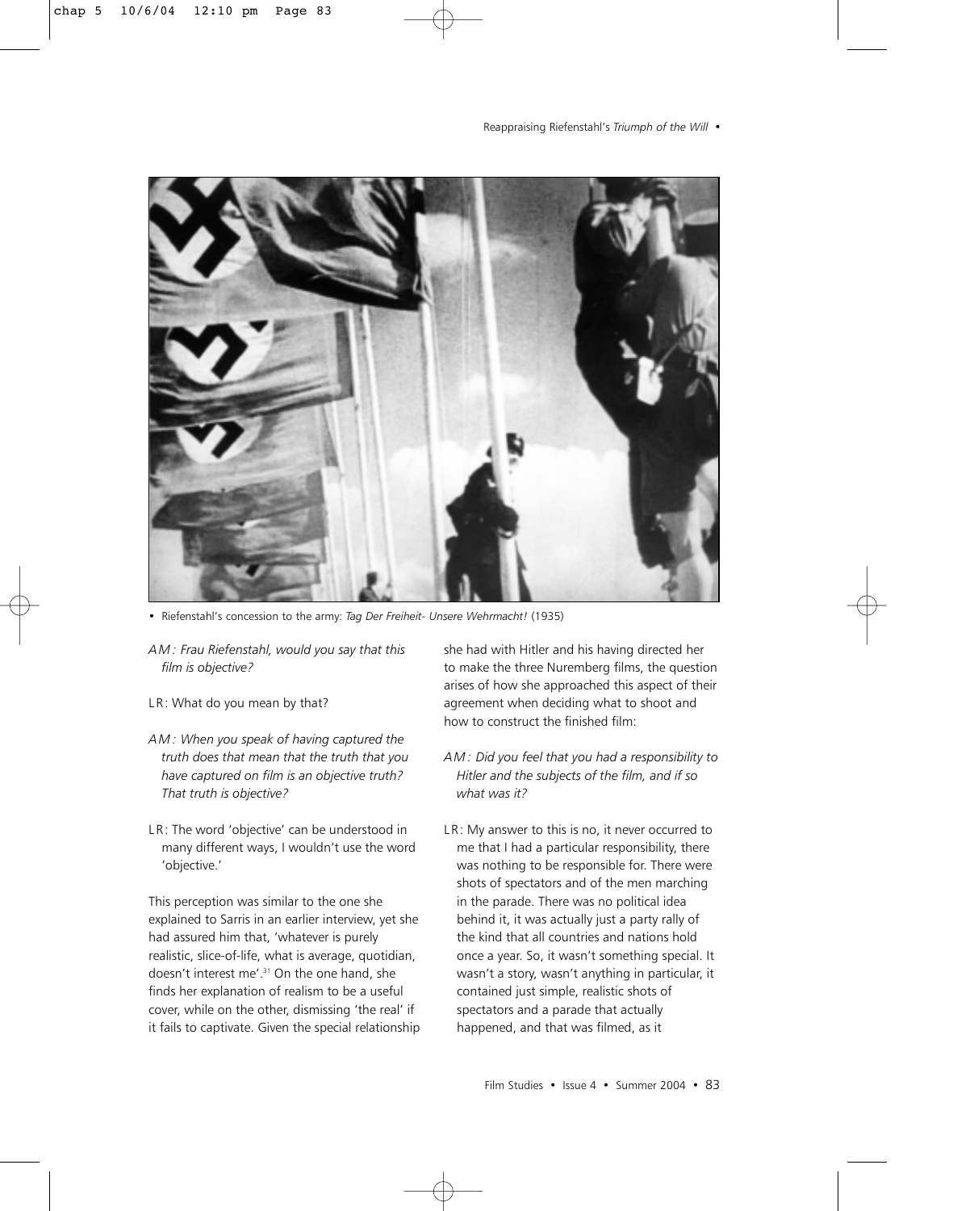• Riefenstahl's concession to the army: *Tag Der Freiheit- Unsere Wehrmacht!* (1935)

*AM: Frau Riefenstahl, would you say that this film is objective?*

LR: What do you mean by that?

*AM: When you speak of having captured the truth does that mean that the truth that you have captured on film is an objective truth? That truth is objective?*

LR: The word 'objective' can be understood in many different ways, I wouldn't use the word 'objective.'

This perception was similar to the one she explained to Sarris in an earlier interview, yet she had assured him that, 'whatever is purely realistic, slice-of-life, what is average, quotidian, doesn't interest me'.[31] On the one hand, she finds her explanation of realism to be a useful cover, while on the other, dismissing 'the real' if it fails to captivate. Given the special relationship she had with Hitler and his having directed her to make the three Nuremberg films, the question arises of how she approached this aspect of their agreement when deciding what to shoot and how to construct the finished film:

*AM: Did you feel that you had a responsibility to Hitler and the subjects of the film, and if so what was it?*

LR: My answer to this is no, it never occurred to me that I had a particular responsibility, there was nothing to be responsible for. There were shots of spectators and of the men marching in the parade. There was no political idea behind it, it was actually just a party rally of the kind that all countries and nations hold once a year. So, it wasn't something special. It wasn't a story, wasn't anything in particular, it contained just simple, realistic shots of spectators and a parade that actually happened, and that was filmed, as it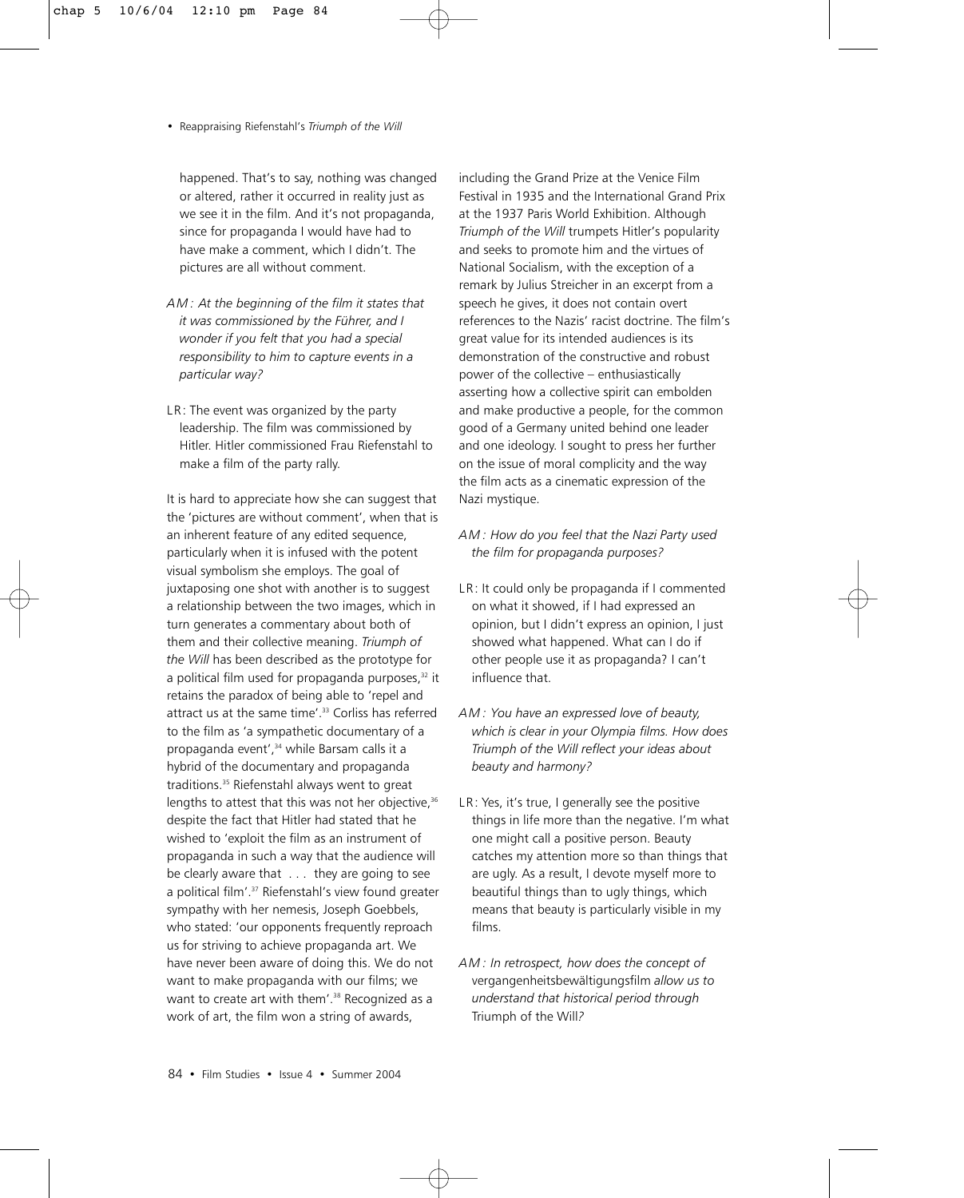happened. That's to say, nothing was changed or altered, rather it occurred in reality just as we see it in the film. And it's not propaganda, since for propaganda I would have had to have make a comment, which I didn't. The pictures are all without comment.

*AM: At the beginning of the film it states that it was commissioned by the Führer, and I wonder if you felt that you had a special responsibility to him to capture events in a particular way?*

LR: The event was organized by the party leadership. The film was commissioned by Hitler. Hitler commissioned Frau Riefenstahl to make a film of the party rally.

It is hard to appreciate how she can suggest that the 'pictures are without comment', when that is an inherent feature of any edited sequence, particularly when it is infused with the potent visual symbolism she employs. The goal of juxtaposing one shot with another is to suggest a relationship between the two images, which in turn generates a commentary about both of them and their collective meaning. *Triumph of the Will* has been described as the prototype for a political film used for propaganda purposes,[32] it retains the paradox of being able to 'repel and attract us at the same time'.[33] Corliss has referred to the film as 'a sympathetic documentary of a propaganda event',[34] while Barsam calls it a hybrid of the documentary and propaganda traditions.[35] Riefenstahl always went to great lengths to attest that this was not her objective,[36] despite the fact that Hitler had stated that he wished to 'exploit the film as an instrument of propaganda in such a way that the audience will be clearly aware that . . . they are going to see a political film'.[37] Riefenstahl's view found greater sympathy with her nemesis, Joseph Goebbels, who stated: 'our opponents frequently reproach us for striving to achieve propaganda art. We have never been aware of doing this. We do not want to make propaganda with our films; we want to create art with them'.[38] Recognized as a work of art, the film won a string of awards, including the Grand Prize at the Venice Film Festival in 1935 and the International Grand Prix at the 1937 Paris World Exhibition. Although *Triumph of the Will* trumpets Hitler's popularity and seeks to promote him and the virtues of National Socialism, with the exception of a remark by Julius Streicher in an excerpt from a speech he gives, it does not contain overt references to the Nazis' racist doctrine. The film's great value for its intended audiences is its demonstration of the constructive and robust power of the collective – enthusiastically asserting how a collective spirit can embolden and make productive a people, for the common good of a Germany united behind one leader and one ideology. I sought to press her further on the issue of moral complicity and the way the film acts as a cinematic expression of the Nazi mystique.

*AM: How do you feel that the Nazi Party used the film for propaganda purposes?*

LR: It could only be propaganda if I commented on what it showed, if I had expressed an opinion, but I didn't express an opinion, I just showed what happened. What can I do if other people use it as propaganda? I can't influence that.

*AM: You have an expressed love of beauty, which is clear in your Olympia films. How does Triumph of the Will reflect your ideas about beauty and harmony?*

LR: Yes, it's true, I generally see the positive things in life more than the negative. I'm what one might call a positive person. Beauty catches my attention more so than things that are ugly. As a result, I devote myself more to beautiful things than to ugly things, which means that beauty is particularly visible in my films.

*AM: In retrospect, how does the concept of* vergangenheitsbewältigungsfilm *allow us to understand that historical period through* Triumph of the Will*?*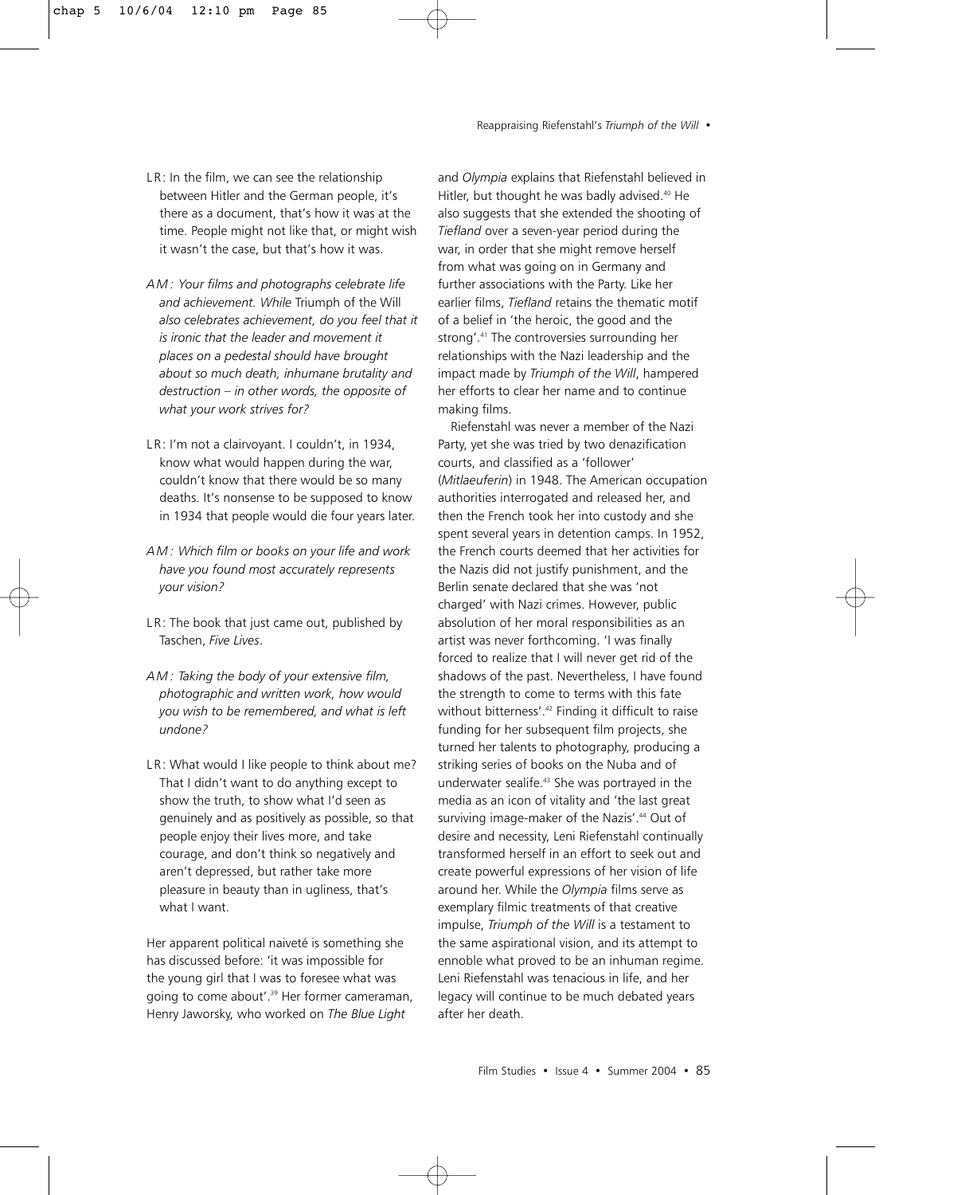LR: In the film, we can see the relationship between Hitler and the German people, it's there as a document, that's how it was at the time. People might not like that, or might wish it wasn't the case, but that's how it was.

*AM: Your films and photographs celebrate life and achievement. While* Triumph of the Will *also celebrates achievement, do you feel that it is ironic that the leader and movement it places on a pedestal should have brought about so much death, inhumane brutality and destruction – in other words, the opposite of what your work strives for?*

LR: I'm not a clairvoyant. I couldn't, in 1934, know what would happen during the war, couldn't know that there would be so many deaths. It's nonsense to be supposed to know in 1934 that people would die four years later.

*AM: Which film or books on your life and work have you found most accurately represents your vision?*

LR: The book that just came out, published by Taschen, *Five Lives*.

*AM: Taking the body of your extensive film, photographic and written work, how would you wish to be remembered, and what is left undone?*

LR: What would I like people to think about me? That I didn't want to do anything except to show the truth, to show what I'd seen as genuinely and as positively as possible, so that people enjoy their lives more, and take courage, and don't think so negatively and aren't depressed, but rather take more pleasure in beauty than in ugliness, that's what I want.

Her apparent political naiveté is something she has discussed before: 'it was impossible for the young girl that I was to foresee what was going to come about'.[39] Her former cameraman, Henry Jaworsky, who worked on *The Blue Light* and *Olympia* explains that Riefenstahl believed in Hitler, but thought he was badly advised.[40] He also suggests that she extended the shooting of *Tiefland* over a seven-year period during the war, in order that she might remove herself from what was going on in Germany and further associations with the Party. Like her earlier films, *Tiefland* retains the thematic motif of a belief in 'the heroic, the good and the strong'.[41] The controversies surrounding her relationships with the Nazi leadership and the impact made by *Triumph of the Will*, hampered her efforts to clear her name and to continue making films.

Riefenstahl was never a member of the Nazi Party, yet she was tried by two denazification courts, and classified as a 'follower' (*Mitlaeuferin*) in 1948. The American occupation authorities interrogated and released her, and then the French took her into custody and she spent several years in detention camps. In 1952, the French courts deemed that her activities for the Nazis did not justify punishment, and the Berlin senate declared that she was 'not charged' with Nazi crimes. However, public absolution of her moral responsibilities as an artist was never forthcoming. 'I was finally forced to realize that I will never get rid of the shadows of the past. Nevertheless, I have found the strength to come to terms with this fate without bitterness'.[42] Finding it difficult to raise funding for her subsequent film projects, she turned her talents to photography, producing a striking series of books on the Nuba and of underwater sealife.[43] She was portrayed in the media as an icon of vitality and 'the last great surviving image-maker of the Nazis'.[44] Out of desire and necessity, Leni Riefenstahl continually transformed herself in an effort to seek out and create powerful expressions of her vision of life around her. While the *Olympia* films serve as exemplary filmic treatments of that creative impulse, *Triumph of the Will* is a testament to the same aspirational vision, and its attempt to ennoble what proved to be an inhuman regime. Leni Riefenstahl was tenacious in life, and her legacy will continue to be much debated years after her death.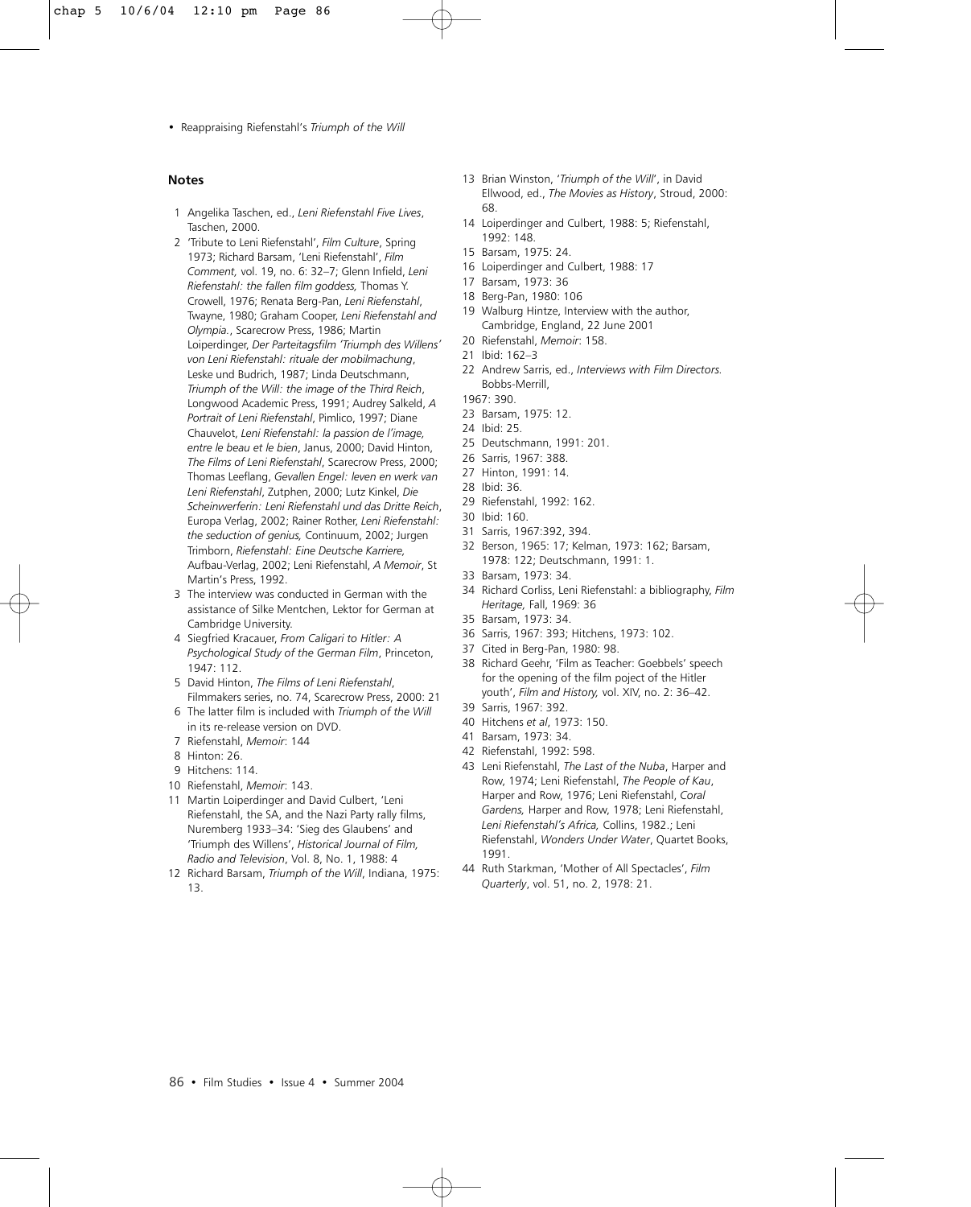## Notes

1. Angelika Taschen, ed., *Leni Riefenstahl Five Lives*, Taschen, 2000.
2. 'Tribute to Leni Riefenstahl', *Film Culture*, Spring 1973; Richard Barsam, 'Leni Riefenstahl', *Film Comment,* vol. 19, no. 6: 32–7; Glenn Infield, *Leni Riefenstahl: the fallen film goddess,* Thomas Y. Crowell, 1976; Renata Berg-Pan, *Leni Riefenstahl*, Twayne, 1980; Graham Cooper, *Leni Riefenstahl and Olympia.*, Scarecrow Press, 1986; Martin Loiperdinger, *Der Parteitagsfilm 'Triumph des Willens' von Leni Riefenstahl: rituale der mobilmachung*, Leske und Budrich, 1987; Linda Deutschmann, *Triumph of the Will: the image of the Third Reich*, Longwood Academic Press, 1991; Audrey Salkeld, *A Portrait of Leni Riefenstahl*, Pimlico, 1997; Diane Chauvelot, *Leni Riefenstahl: la passion de l'image, entre le beau et le bien*, Janus, 2000; David Hinton, *The Films of Leni Riefenstahl*, Scarecrow Press, 2000; Thomas Leeflang, *Gevallen Engel: leven en werk van Leni Riefenstahl*, Zutphen, 2000; Lutz Kinkel, *Die Scheinwerferin: Leni Riefenstahl und das Dritte Reich*, Europa Verlag, 2002; Rainer Rother, *Leni Riefenstahl: the seduction of genius,* Continuum, 2002; Jurgen Trimborn, *Riefenstahl: Eine Deutsche Karriere,* Aufbau-Verlag, 2002; Leni Riefenstahl, *A Memoir*, St Martin's Press, 1992.
3. The interview was conducted in German with the assistance of Silke Mentchen, Lektor for German at Cambridge University.
4. Siegfried Kracauer, *From Caligari to Hitler: A Psychological Study of the German Film*, Princeton, 1947: 112.
5. David Hinton, *The Films of Leni Riefenstahl*, Filmmakers series, no. 74, Scarecrow Press, 2000: 21
6. The latter film is included with *Triumph of the Will* in its re-release version on DVD.
7. Riefenstahl, *Memoir*: 144
8. Hinton: 26.
9. Hitchens: 114.
10. Riefenstahl, *Memoir*: 143.
11. Martin Loiperdinger and David Culbert, 'Leni Riefenstahl, the SA, and the Nazi Party rally films, Nuremberg 1933–34: 'Sieg des Glaubens' and 'Triumph des Willens', *Historical Journal of Film, Radio and Television*, Vol. 8, No. 1, 1988: 4
12. Richard Barsam, *Triumph of the Will*, Indiana, 1975: 13.
13. Brian Winston, '*Triumph of the Will*', in David Ellwood, ed., *The Movies as History*, Stroud, 2000: 68.
14. Loiperdinger and Culbert, 1988: 5; Riefenstahl, 1992: 148.
15. Barsam, 1975: 24.
16. Loiperdinger and Culbert, 1988: 17
17. Barsam, 1973: 36
18. Berg-Pan, 1980: 106
19. Walburg Hintze, Interview with the author, Cambridge, England, 22 June 2001
20. Riefenstahl, *Memoir*: 158.
21. Ibid: 162–3
22. Andrew Sarris, ed., *Interviews with Film Directors.* Bobbs-Merrill,
1967: 390.
23. Barsam, 1975: 12.
24. Ibid: 25.
25. Deutschmann, 1991: 201.
26. Sarris, 1967: 388.
27. Hinton, 1991: 14.
28. Ibid: 36.
29. Riefenstahl, 1992: 162.
30. Ibid: 160.
31. Sarris, 1967:392, 394.
32. Berson, 1965: 17; Kelman, 1973: 162; Barsam, 1978: 122; Deutschmann, 1991: 1.
33. Barsam, 1973: 34.
34. Richard Corliss, Leni Riefenstahl: a bibliography, *Film Heritage,* Fall, 1969: 36
35. Barsam, 1973: 34.
36. Sarris, 1967: 393; Hitchens, 1973: 102.
37. Cited in Berg-Pan, 1980: 98.
38. Richard Geehr, 'Film as Teacher: Goebbels' speech for the opening of the film poject of the Hitler youth', *Film and History,* vol. XIV, no. 2: 36–42.
39. Sarris, 1967: 392.
40. Hitchens *et al*, 1973: 150.
41. Barsam, 1973: 34.
42. Riefenstahl, 1992: 598.
43. Leni Riefenstahl, *The Last of the Nuba*, Harper and Row, 1974; Leni Riefenstahl, *The People of Kau*, Harper and Row, 1976; Leni Riefenstahl, *Coral Gardens,* Harper and Row, 1978; Leni Riefenstahl, *Leni Riefenstahl's Africa,* Collins, 1982.; Leni Riefenstahl, *Wonders Under Water*, Quartet Books, 1991.
44. Ruth Starkman, 'Mother of All Spectacles', *Film Quarterly*, vol. 51, no. 2, 1978: 21.